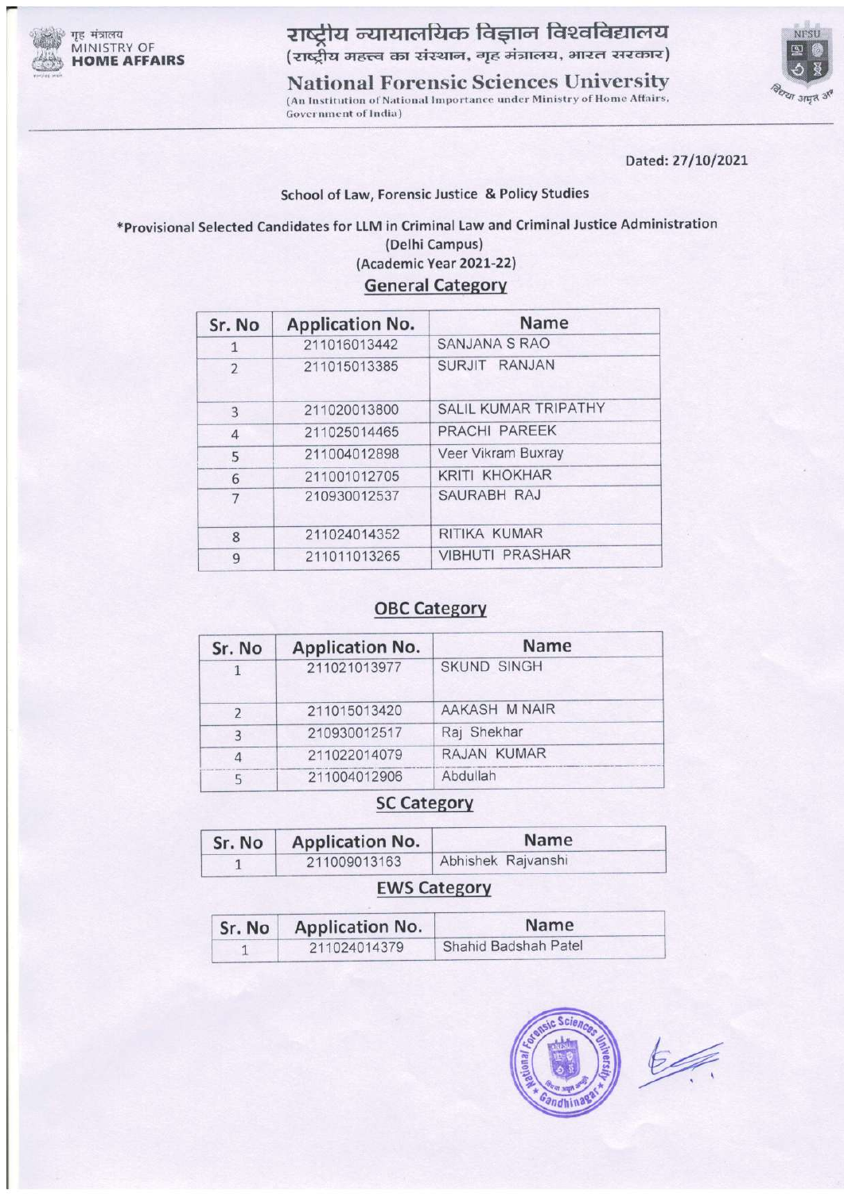गृह मंत्रालय
MINISTRY OF
**HOME AFFAIRS**

# राष्ट्रीय न्यायालयिक विज्ञान विश्वविद्यालय

(राष्ट्रीय महत्त्व का संस्थान, गृह मंत्रालय, भारत सरकार)

# National Forensic Sciences University

(An Institution of National Importance under Ministry of Home Affairs, Government of India)

Dated: 27/10/2021

**School of Law, Forensic Justice & Policy Studies**

**\*Provisional Selected Candidates for LLM in Criminal Law and Criminal Justice Administration**
**(Delhi Campus)**
**(Academic Year 2021-22)**

## General Category

| Sr. No | Application No. | Name |
|---|---|---|
| 1 | 211016013442 | SANJANA S RAO |
| 2 | 211015013385 | SURJIT RANJAN |
| 3 | 211020013800 | SALIL KUMAR TRIPATHY |
| 4 | 211025014465 | PRACHI PAREEK |
| 5 | 211004012898 | Veer Vikram Buxray |
| 6 | 211001012705 | KRITI KHOKHAR |
| 7 | 210930012537 | SAURABH RAJ |
| 8 | 211024014352 | RITIKA KUMAR |
| 9 | 211011013265 | VIBHUTI PRASHAR |

## OBC Category

| Sr. No | Application No. | Name |
|---|---|---|
| 1 | 211021013977 | SKUND SINGH |
| 2 | 211015013420 | AAKASH M NAIR |
| 3 | 210930012517 | Raj Shekhar |
| 4 | 211022014079 | RAJAN KUMAR |
| 5 | 211004012906 | Abdullah |

## SC Category

| Sr. No | Application No. | Name |
|---|---|---|
| 1 | 211009013163 | Abhishek Rajvanshi |

## EWS Category

| Sr. No | Application No. | Name |
|---|---|---|
| 1 | 211024014379 | Shahid Badshah Patel |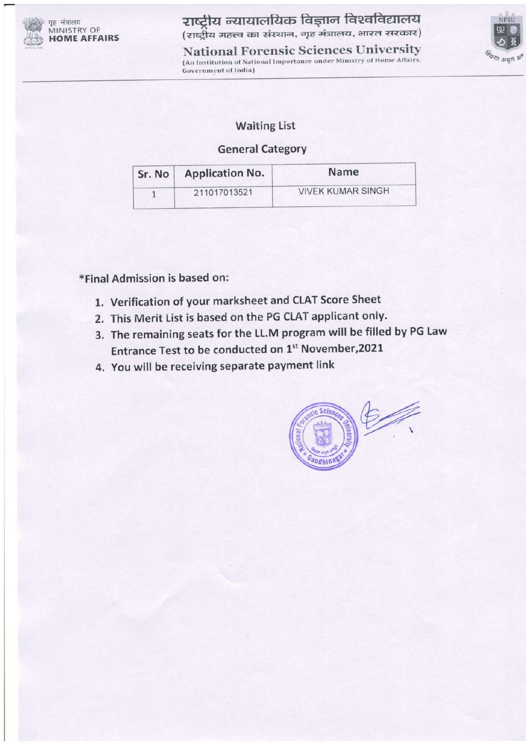राष्ट्रीय न्यायालयिक विज्ञान विश्वविद्यालय

(राष्ट्रीय महत्त्व का संस्थान, गृह मंत्रालय, भारत सरकार)

**National Forensic Sciences University**

(An Institution of National Importance under Ministry of Home Affairs, Government of India)

## Waiting List

### General Category

| Sr. No | Application No. | Name |
|---|---|---|
| 1 | 211017013521 | VIVEK KUMAR SINGH |

**\*Final Admission is based on:**

1. **Verification of your marksheet and CLAT Score Sheet**
2. **This Merit List is based on the PG CLAT applicant only.**
3. **The remaining seats for the LL.M program will be filled by PG Law Entrance Test to be conducted on 1st November,2021**
4. **You will be receiving separate payment link**